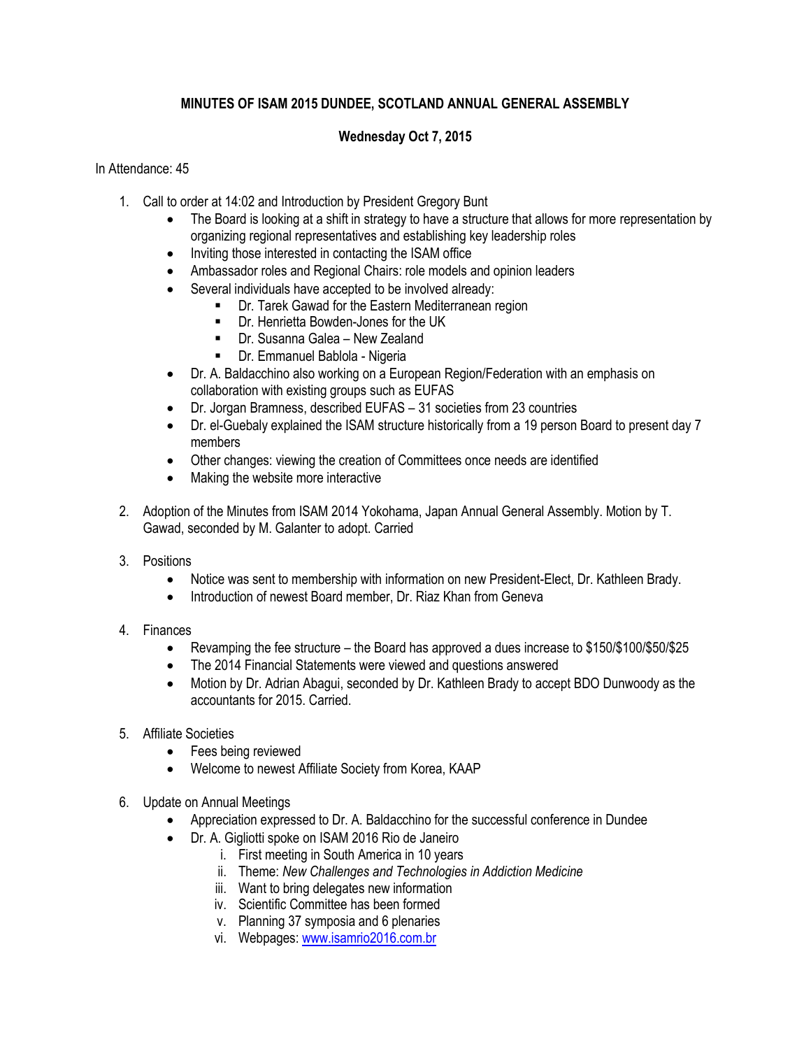**MINUTES OF ISAM 2015 DUNDEE, SCOTLAND ANNUAL GENERAL ASSEMBLY**

**Wednesday Oct 7, 2015**

In Attendance: 45

1. Call to order at 14:02 and Introduction by President Gregory Bunt
   - The Board is looking at a shift in strategy to have a structure that allows for more representation by organizing regional representatives and establishing key leadership roles
   - Inviting those interested in contacting the ISAM office
   - Ambassador roles and Regional Chairs: role models and opinion leaders
   - Several individuals have accepted to be involved already:
     - Dr. Tarek Gawad for the Eastern Mediterranean region
     - Dr. Henrietta Bowden-Jones for the UK
     - Dr. Susanna Galea – New Zealand
     - Dr. Emmanuel Bablola - Nigeria
   - Dr. A. Baldacchino also working on a European Region/Federation with an emphasis on collaboration with existing groups such as EUFAS
   - Dr. Jorgan Bramness, described EUFAS – 31 societies from 23 countries
   - Dr. el-Guebaly explained the ISAM structure historically from a 19 person Board to present day 7 members
   - Other changes: viewing the creation of Committees once needs are identified
   - Making the website more interactive

2. Adoption of the Minutes from ISAM 2014 Yokohama, Japan Annual General Assembly. Motion by T. Gawad, seconded by M. Galanter to adopt. Carried

3. Positions
   - Notice was sent to membership with information on new President-Elect, Dr. Kathleen Brady.
   - Introduction of newest Board member, Dr. Riaz Khan from Geneva

4. Finances
   - Revamping the fee structure – the Board has approved a dues increase to $150/$100/$50/$25
   - The 2014 Financial Statements were viewed and questions answered
   - Motion by Dr. Adrian Abagui, seconded by Dr. Kathleen Brady to accept BDO Dunwoody as the accountants for 2015. Carried.

5. Affiliate Societies
   - Fees being reviewed
   - Welcome to newest Affiliate Society from Korea, KAAP

6. Update on Annual Meetings
   - Appreciation expressed to Dr. A. Baldacchino for the successful conference in Dundee
   - Dr. A. Gigliotti spoke on ISAM 2016 Rio de Janeiro
     1. First meeting in South America in 10 years
     2. Theme: *New Challenges and Technologies in Addiction Medicine*
     3. Want to bring delegates new information
     4. Scientific Committee has been formed
     5. Planning 37 symposia and 6 plenaries
     6. Webpages: www.isamrio2016.com.br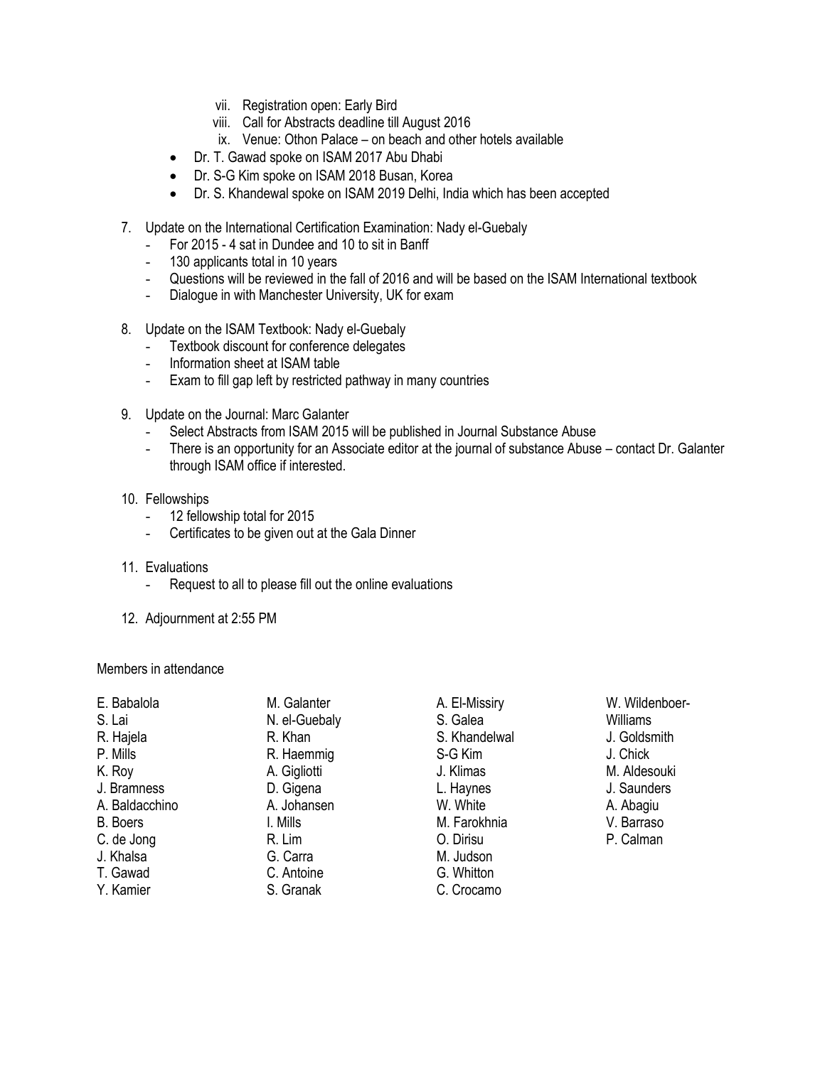vii. Registration open: Early Bird
   viii. Call for Abstracts deadline till August 2016
   ix. Venue: Othon Palace – on beach and other hotels available

- Dr. T. Gawad spoke on ISAM 2017 Abu Dhabi
- Dr. S-G Kim spoke on ISAM 2018 Busan, Korea
- Dr. S. Khandewal spoke on ISAM 2019 Delhi, India which has been accepted

7. Update on the International Certification Examination: Nady el-Guebaly
   - For 2015 - 4 sat in Dundee and 10 to sit in Banff
   - 130 applicants total in 10 years
   - Questions will be reviewed in the fall of 2016 and will be based on the ISAM International textbook
   - Dialogue in with Manchester University, UK for exam

8. Update on the ISAM Textbook: Nady el-Guebaly
   - Textbook discount for conference delegates
   - Information sheet at ISAM table
   - Exam to fill gap left by restricted pathway in many countries

9. Update on the Journal: Marc Galanter
   - Select Abstracts from ISAM 2015 will be published in Journal Substance Abuse
   - There is an opportunity for an Associate editor at the journal of substance Abuse – contact Dr. Galanter through ISAM office if interested.

10. Fellowships
    - 12 fellowship total for 2015
    - Certificates to be given out at the Gala Dinner

11. Evaluations
    - Request to all to please fill out the online evaluations

12. Adjournment at 2:55 PM

Members in attendance

E. Babalola
S. Lai
R. Hajela
P. Mills
K. Roy
J. Bramness
A. Baldacchino
B. Boers
C. de Jong
J. Khalsa
T. Gawad
Y. Kamier
M. Galanter
N. el-Guebaly
R. Khan
R. Haemmig
A. Gigliotti
D. Gigena
A. Johansen
I. Mills
R. Lim
G. Carra
C. Antoine
S. Granak
A. El-Missiry
S. Galea
S. Khandelwal
S-G Kim
J. Klimas
L. Haynes
W. White
M. Farokhnia
O. Dirisu
M. Judson
G. Whitton
C. Crocamo
W. Wildenboer-Williams
J. Goldsmith
J. Chick
M. Aldesouki
J. Saunders
A. Abagiu
V. Barraso
P. Calman